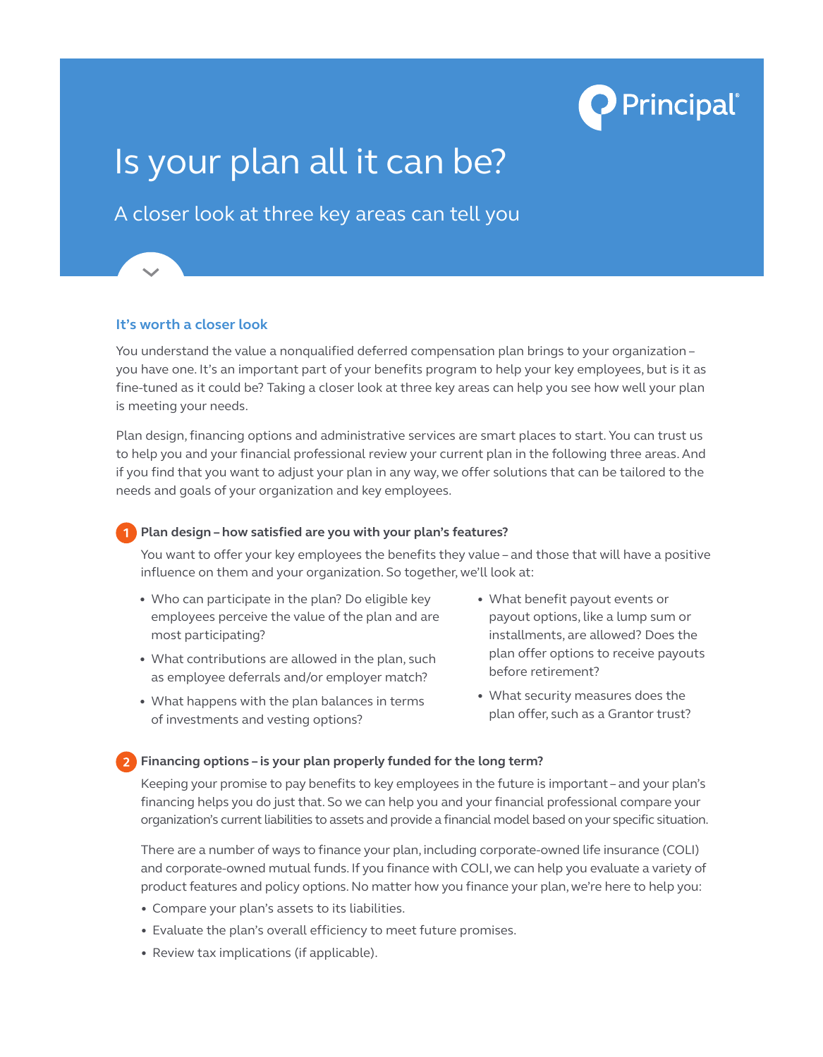Principal®

# Is your plan all it can be?

## A closer look at three key areas can tell you

### It's worth a closer look

You understand the value a nonqualified deferred compensation plan brings to your organization – you have one. It's an important part of your benefits program to help your key employees, but is it as fine-tuned as it could be? Taking a closer look at three key areas can help you see how well your plan is meeting your needs.

Plan design, financing options and administrative services are smart places to start. You can trust us to help you and your financial professional review your current plan in the following three areas. And if you find that you want to adjust your plan in any way, we offer solutions that can be tailored to the needs and goals of your organization and key employees.

### 1 Plan design – how satisfied are you with your plan's features?

You want to offer your key employees the benefits they value – and those that will have a positive influence on them and your organization. So together, we'll look at:

- Who can participate in the plan? Do eligible key employees perceive the value of the plan and are most participating?
- What contributions are allowed in the plan, such as employee deferrals and/or employer match?
- What happens with the plan balances in terms of investments and vesting options?
- What benefit payout events or payout options, like a lump sum or installments, are allowed? Does the plan offer options to receive payouts before retirement?
- What security measures does the plan offer, such as a Grantor trust?

### 2 Financing options – is your plan properly funded for the long term?

Keeping your promise to pay benefits to key employees in the future is important – and your plan's financing helps you do just that. So we can help you and your financial professional compare your organization's current liabilities to assets and provide a financial model based on your specific situation.

There are a number of ways to finance your plan, including corporate-owned life insurance (COLI) and corporate-owned mutual funds. If you finance with COLI, we can help you evaluate a variety of product features and policy options. No matter how you finance your plan, we're here to help you:

- Compare your plan's assets to its liabilities.
- Evaluate the plan's overall efficiency to meet future promises.
- Review tax implications (if applicable).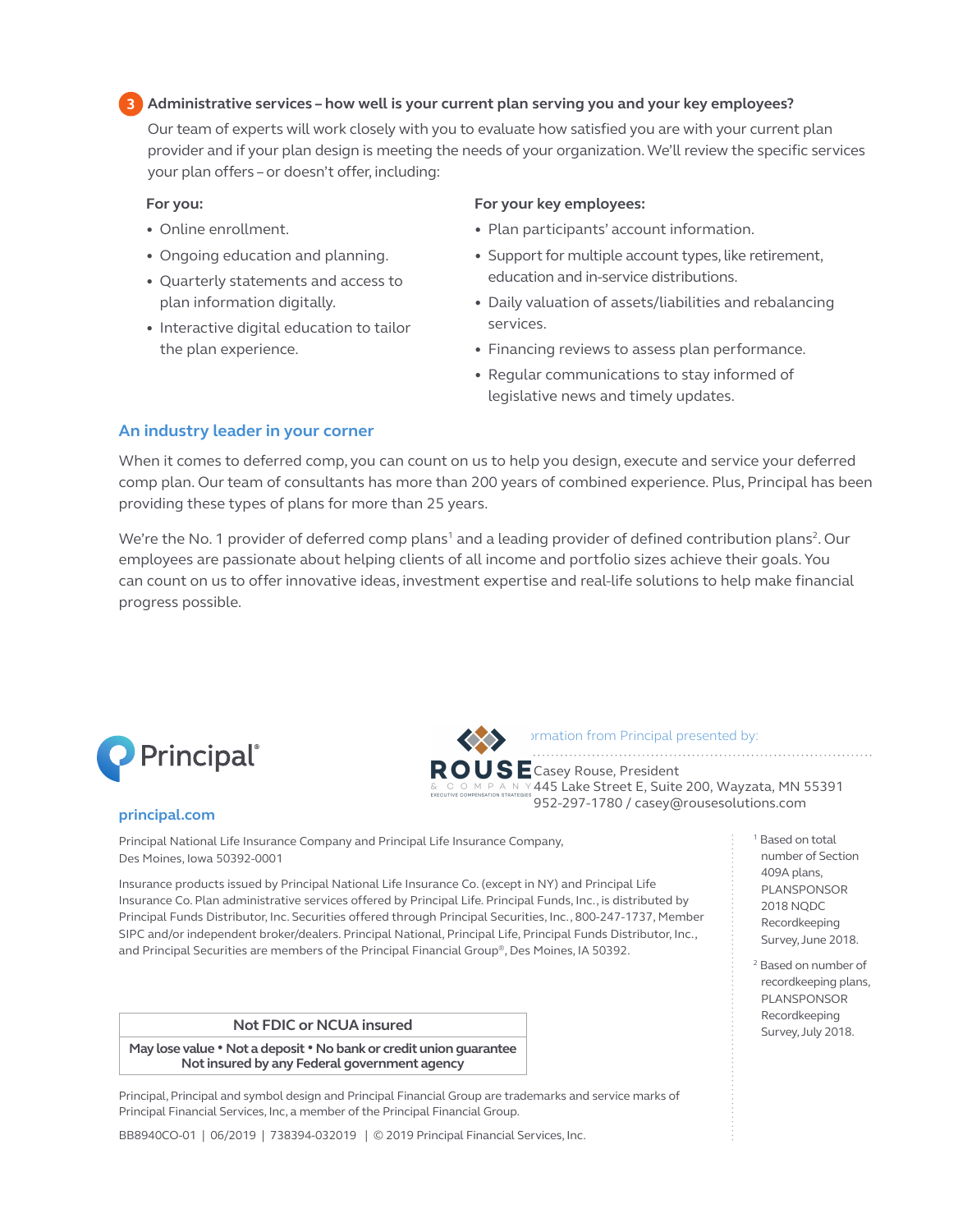### 3 Administrative services – how well is your current plan serving you and your key employees?

Our team of experts will work closely with you to evaluate how satisfied you are with your current plan provider and if your plan design is meeting the needs of your organization. We'll review the specific services your plan offers – or doesn't offer, including:

**For you:**

- Online enrollment.
- Ongoing education and planning.
- Quarterly statements and access to plan information digitally.
- Interactive digital education to tailor the plan experience.

**For your key employees:**

- Plan participants' account information.
- Support for multiple account types, like retirement, education and in-service distributions.
- Daily valuation of assets/liabilities and rebalancing services.
- Financing reviews to assess plan performance.
- Regular communications to stay informed of legislative news and timely updates.

## An industry leader in your corner

When it comes to deferred comp, you can count on us to help you design, execute and service your deferred comp plan. Our team of consultants has more than 200 years of combined experience. Plus, Principal has been providing these types of plans for more than 25 years.

We're the No. 1 provider of deferred comp plans[1] and a leading provider of defined contribution plans[2]. Our employees are passionate about helping clients of all income and portfolio sizes achieve their goals. You can count on us to offer innovative ideas, investment expertise and real-life solutions to help make financial progress possible.

Principal®

ɔrmation from Principal presented by:

ROUSE & COMPANY EXECUTIVE COMPENSATION STRATEGIES

Casey Rouse, President
445 Lake Street E, Suite 200, Wayzata, MN 55391
952-297-1780 / casey@rousesolutions.com

**principal.com**

Principal National Life Insurance Company and Principal Life Insurance Company, Des Moines, Iowa 50392-0001

Insurance products issued by Principal National Life Insurance Co. (except in NY) and Principal Life Insurance Co. Plan administrative services offered by Principal Life. Principal Funds, Inc., is distributed by Principal Funds Distributor, Inc. Securities offered through Principal Securities, Inc., 800-247-1737, Member SIPC and/or independent broker/dealers. Principal National, Principal Life, Principal Funds Distributor, Inc., and Principal Securities are members of the Principal Financial Group®, Des Moines, IA 50392.

[1] Based on total number of Section 409A plans, PLANSPONSOR 2018 NQDC Recordkeeping Survey, June 2018.

[2] Based on number of recordkeeping plans, PLANSPONSOR Recordkeeping Survey, July 2018.

| Not FDIC or NCUA insured |
| --- |
| May lose value • Not a deposit • No bank or credit union guarantee<br>Not insured by any Federal government agency |

Principal, Principal and symbol design and Principal Financial Group are trademarks and service marks of Principal Financial Services, Inc, a member of the Principal Financial Group.

BB8940CO-01 | 06/2019 | 738394-032019 | © 2019 Principal Financial Services, Inc.